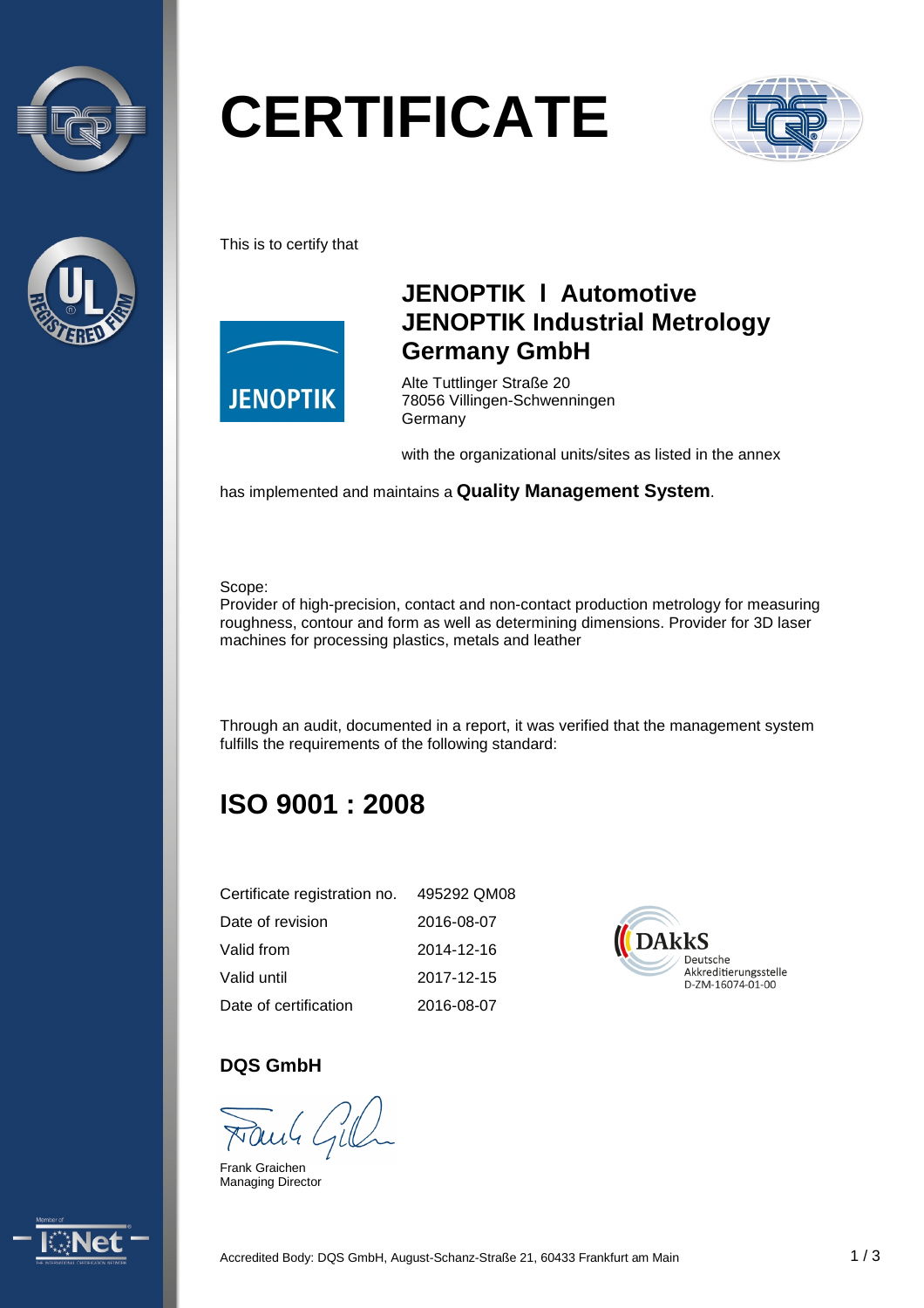# CERTIFICATE

This is to certify that

**JENOPTIK I Automotive**
**JENOPTIK Industrial Metrology Germany GmbH**

Alte Tuttlinger Straße 20
78056 Villingen-Schwenningen
Germany

with the organizational units/sites as listed in the annex

has implemented and maintains a **Quality Management System**.

Scope:
Provider of high-precision, contact and non-contact production metrology for measuring roughness, contour and form as well as determining dimensions. Provider for 3D laser machines for processing plastics, metals and leather

Through an audit, documented in a report, it was verified that the management system fulfills the requirements of the following standard:

## ISO 9001 : 2008

| | |
|---|---|
| Certificate registration no. | 495292 QM08 |
| Date of revision | 2016-08-07 |
| Valid from | 2014-12-16 |
| Valid until | 2017-12-15 |
| Date of certification | 2016-08-07 |

DAkkS
Deutsche Akkreditierungsstelle
D-ZM-16074-01-00

**DQS GmbH**

Frank Graichen
Managing Director

Accredited Body: DQS GmbH, August-Schanz-Straße 21, 60433 Frankfurt am Main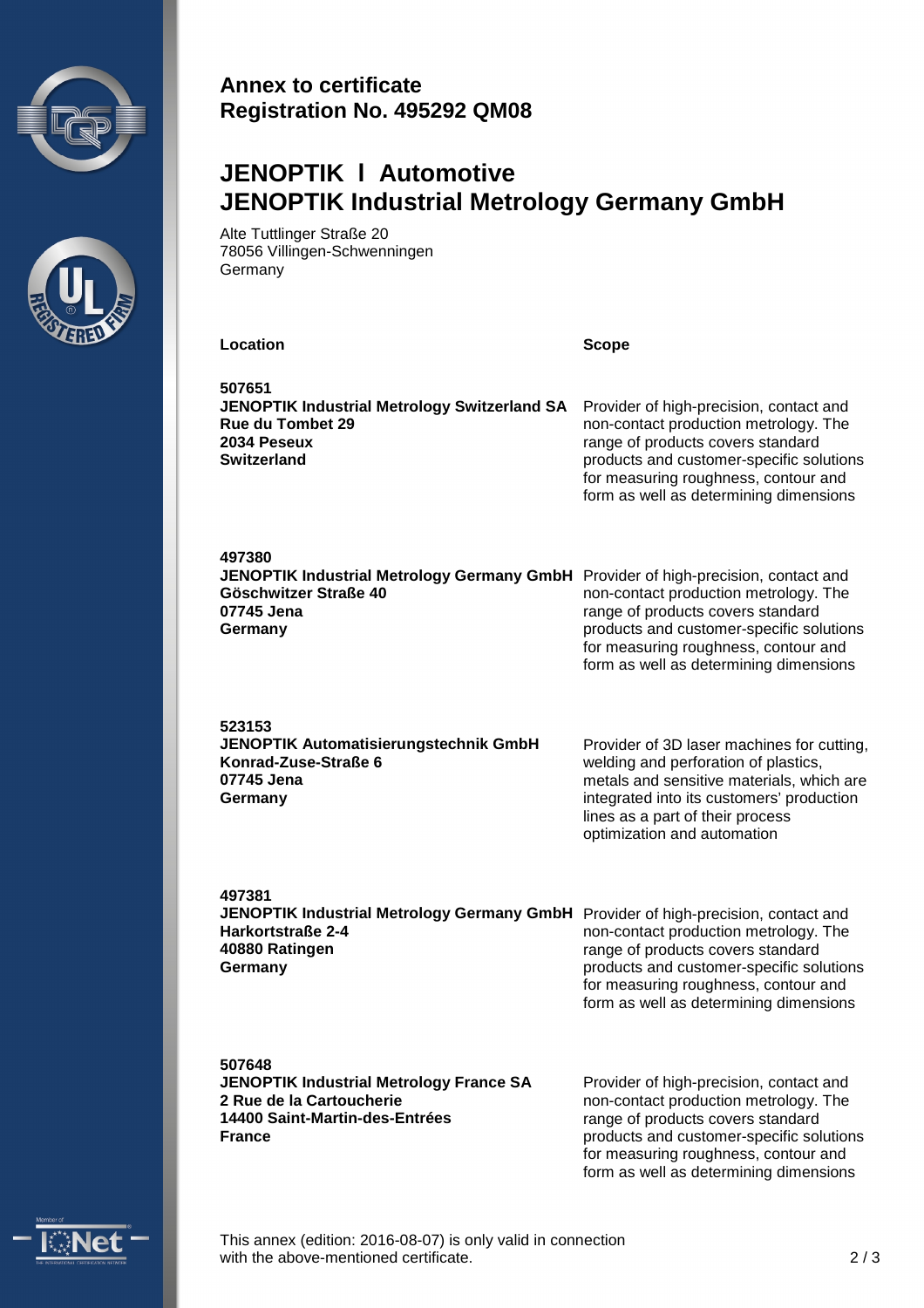## Annex to certificate
## Registration No. 495292 QM08

# JENOPTIK I Automotive
# JENOPTIK Industrial Metrology Germany GmbH

Alte Tuttlinger Straße 20
78056 Villingen-Schwenningen
Germany

| Location | Scope |
| --- | --- |
| **507651**<br>**JENOPTIK Industrial Metrology Switzerland SA**<br>**Rue du Tombet 29**<br>**2034 Peseux**<br>**Switzerland** | Provider of high-precision, contact and non-contact production metrology. The range of products covers standard products and customer-specific solutions for measuring roughness, contour and form as well as determining dimensions |
| **497380**<br>**JENOPTIK Industrial Metrology Germany GmbH**<br>**Göschwitzer Straße 40**<br>**07745 Jena**<br>**Germany** | Provider of high-precision, contact and non-contact production metrology. The range of products covers standard products and customer-specific solutions for measuring roughness, contour and form as well as determining dimensions |
| **523153**<br>**JENOPTIK Automatisierungstechnik GmbH**<br>**Konrad-Zuse-Straße 6**<br>**07745 Jena**<br>**Germany** | Provider of 3D laser machines for cutting, welding and perforation of plastics, metals and sensitive materials, which are integrated into its customers' production lines as a part of their process optimization and automation |
| **497381**<br>**JENOPTIK Industrial Metrology Germany GmbH**<br>**Harkortstraße 2-4**<br>**40880 Ratingen**<br>**Germany** | Provider of high-precision, contact and non-contact production metrology. The range of products covers standard products and customer-specific solutions for measuring roughness, contour and form as well as determining dimensions |
| **507648**<br>**JENOPTIK Industrial Metrology France SA**<br>**2 Rue de la Cartoucherie**<br>**14400 Saint-Martin-des-Entrées**<br>**France** | Provider of high-precision, contact and non-contact production metrology. The range of products covers standard products and customer-specific solutions for measuring roughness, contour and form as well as determining dimensions |

This annex (edition: 2016-08-07) is only valid in connection with the above-mentioned certificate.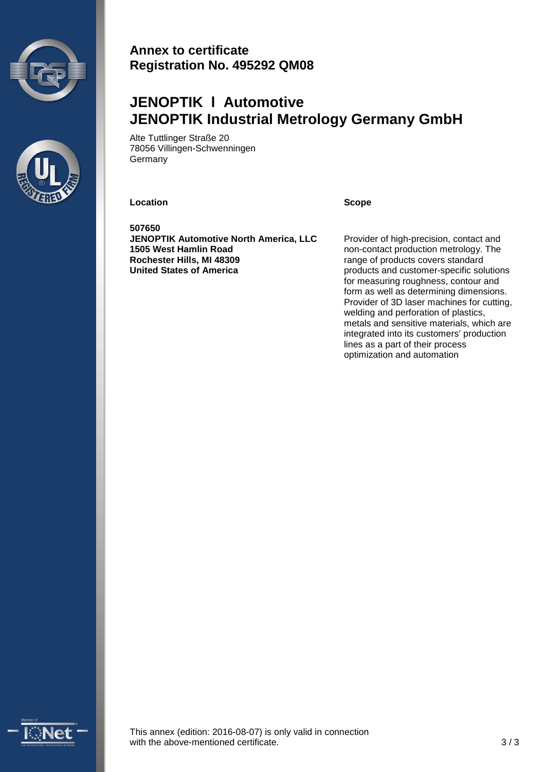## Annex to certificate
## Registration No. 495292 QM08

# JENOPTIK I Automotive
# JENOPTIK Industrial Metrology Germany GmbH

Alte Tuttlinger Straße 20
78056 Villingen-Schwenningen
Germany

| Location | Scope |
| --- | --- |
| **507650**<br>**JENOPTIK Automotive North America, LLC**<br>**1505 West Hamlin Road**<br>**Rochester Hills, MI 48309**<br>**United States of America** | Provider of high-precision, contact and non-contact production metrology. The range of products covers standard products and customer-specific solutions for measuring roughness, contour and form as well as determining dimensions. Provider of 3D laser machines for cutting, welding and perforation of plastics, metals and sensitive materials, which are integrated into its customers' production lines as a part of their process optimization and automation |

This annex (edition: 2016-08-07) is only valid in connection with the above-mentioned certificate.